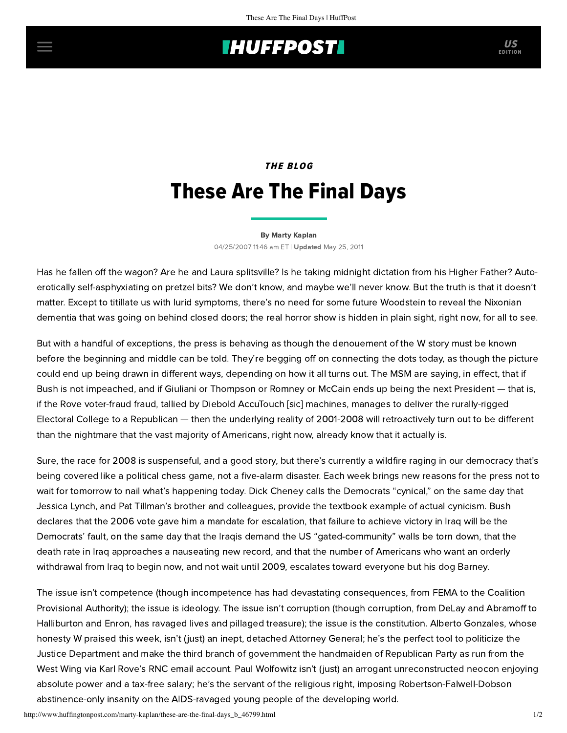*THE BLOG*

# These Are The Final Days

By Marty Kaplan

04/25/2007 11:46 am ET | **Updated** May 25, 2011

Has he fallen off the wagon? Are he and Laura splitsville? Is he taking midnight dictation from his Higher Father? Auto-erotically self-asphyxiating on pretzel bits? We don't know, and maybe we'll never know. But the truth is that it doesn't matter. Except to titillate us with lurid symptoms, there's no need for some future Woodstein to reveal the Nixonian dementia that was going on behind closed doors; the real horror show is hidden in plain sight, right now, for all to see.

But with a handful of exceptions, the press is behaving as though the denouement of the W story must be known before the beginning and middle can be told. They're begging off on connecting the dots today, as though the picture could end up being drawn in different ways, depending on how it all turns out. The MSM are saying, in effect, that if Bush is not impeached, and if Giuliani or Thompson or Romney or McCain ends up being the next President — that is, if the Rove voter-fraud fraud, tallied by Diebold AccuTouch [sic] machines, manages to deliver the rurally-rigged Electoral College to a Republican — then the underlying reality of 2001-2008 will retroactively turn out to be different than the nightmare that the vast majority of Americans, right now, already know that it actually is.

Sure, the race for 2008 is suspenseful, and a good story, but there's currently a wildfire raging in our democracy that's being covered like a political chess game, not a five-alarm disaster. Each week brings new reasons for the press not to wait for tomorrow to nail what's happening today. Dick Cheney calls the Democrats "cynical," on the same day that Jessica Lynch, and Pat Tillman's brother and colleagues, provide the textbook example of actual cynicism. Bush declares that the 2006 vote gave him a mandate for escalation, that failure to achieve victory in Iraq will be the Democrats' fault, on the same day that the Iraqis demand the US "gated-community" walls be torn down, that the death rate in Iraq approaches a nauseating new record, and that the number of Americans who want an orderly withdrawal from Iraq to begin now, and not wait until 2009, escalates toward everyone but his dog Barney.

The issue isn't competence (though incompetence has had devastating consequences, from FEMA to the Coalition Provisional Authority); the issue is ideology. The issue isn't corruption (though corruption, from DeLay and Abramoff to Halliburton and Enron, has ravaged lives and pillaged treasure); the issue is the constitution. Alberto Gonzales, whose honesty W praised this week, isn't (just) an inept, detached Attorney General; he's the perfect tool to politicize the Justice Department and make the third branch of government the handmaiden of Republican Party as run from the West Wing via Karl Rove's RNC email account. Paul Wolfowitz isn't (just) an arrogant unreconstructed neocon enjoying absolute power and a tax-free salary; he's the servant of the religious right, imposing Robertson-Falwell-Dobson abstinence-only insanity on the AIDS-ravaged young people of the developing world.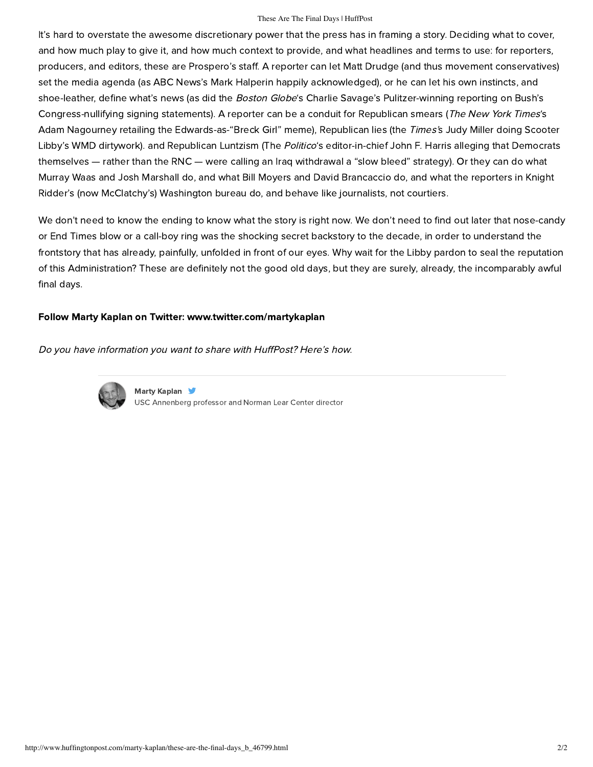It's hard to overstate the awesome discretionary power that the press has in framing a story. Deciding what to cover, and how much play to give it, and how much context to provide, and what headlines and terms to use: for reporters, producers, and editors, these are Prospero's staff. A reporter can let Matt Drudge (and thus movement conservatives) set the media agenda (as ABC News's Mark Halperin happily acknowledged), or he can let his own instincts, and shoe-leather, define what's news (as did the *Boston Globe*'s Charlie Savage's Pulitzer-winning reporting on Bush's Congress-nullifying signing statements). A reporter can be a conduit for Republican smears (*The New York Times*'s Adam Nagourney retailing the Edwards-as-"Breck Girl" meme), Republican lies (the *Times*'s Judy Miller doing Scooter Libby's WMD dirtywork). and Republican Luntzism (The *Politico*'s editor-in-chief John F. Harris alleging that Democrats themselves — rather than the RNC — were calling an Iraq withdrawal a "slow bleed" strategy). Or they can do what Murray Waas and Josh Marshall do, and what Bill Moyers and David Brancaccio do, and what the reporters in Knight Ridder's (now McClatchy's) Washington bureau do, and behave like journalists, not courtiers.

We don't need to know the ending to know what the story is right now. We don't need to find out later that nose-candy or End Times blow or a call-boy ring was the shocking secret backstory to the decade, in order to understand the frontstory that has already, painfully, unfolded in front of our eyes. Why wait for the Libby pardon to seal the reputation of this Administration? These are definitely not the good old days, but they are surely, already, the incomparably awful final days.

**Follow Marty Kaplan on Twitter: www.twitter.com/martykaplan**

*Do you have information you want to share with HuffPost? Here's how.*

**Marty Kaplan**

USC Annenberg professor and Norman Lear Center director